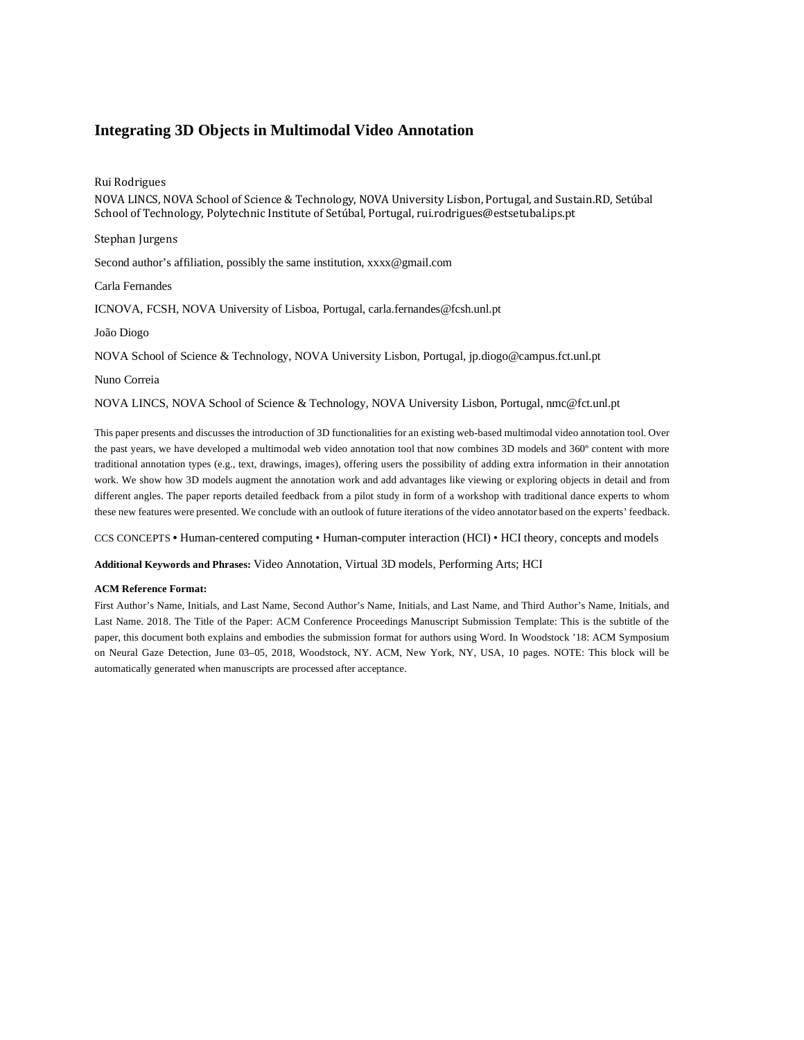# Integrating 3D Objects in Multimodal Video Annotation

Rui Rodrigues

NOVA LINCS, NOVA School of Science & Technology, NOVA University Lisbon, Portugal, and Sustain.RD, Setúbal School of Technology, Polytechnic Institute of Setúbal, Portugal, rui.rodrigues@estsetubal.ips.pt

Stephan Jurgens

Second author's affiliation, possibly the same institution, xxxx@gmail.com

Carla Fernandes

ICNOVA, FCSH, NOVA University of Lisboa, Portugal, carla.fernandes@fcsh.unl.pt

João Diogo

NOVA School of Science & Technology, NOVA University Lisbon, Portugal, jp.diogo@campus.fct.unl.pt

Nuno Correia

NOVA LINCS, NOVA School of Science & Technology, NOVA University Lisbon, Portugal, nmc@fct.unl.pt

This paper presents and discusses the introduction of 3D functionalities for an existing web-based multimodal video annotation tool. Over the past years, we have developed a multimodal web video annotation tool that now combines 3D models and 360º content with more traditional annotation types (e.g., text, drawings, images), offering users the possibility of adding extra information in their annotation work. We show how 3D models augment the annotation work and add advantages like viewing or exploring objects in detail and from different angles. The paper reports detailed feedback from a pilot study in form of a workshop with traditional dance experts to whom these new features were presented. We conclude with an outlook of future iterations of the video annotator based on the experts' feedback.

CCS CONCEPTS • Human-centered computing • Human-computer interaction (HCI) • HCI theory, concepts and models

**Additional Keywords and Phrases:** Video Annotation, Virtual 3D models, Performing Arts; HCI

**ACM Reference Format:**

First Author's Name, Initials, and Last Name, Second Author's Name, Initials, and Last Name, and Third Author's Name, Initials, and Last Name. 2018. The Title of the Paper: ACM Conference Proceedings Manuscript Submission Template: This is the subtitle of the paper, this document both explains and embodies the submission format for authors using Word. In Woodstock '18: ACM Symposium on Neural Gaze Detection, June 03–05, 2018, Woodstock, NY. ACM, New York, NY, USA, 10 pages. NOTE: This block will be automatically generated when manuscripts are processed after acceptance.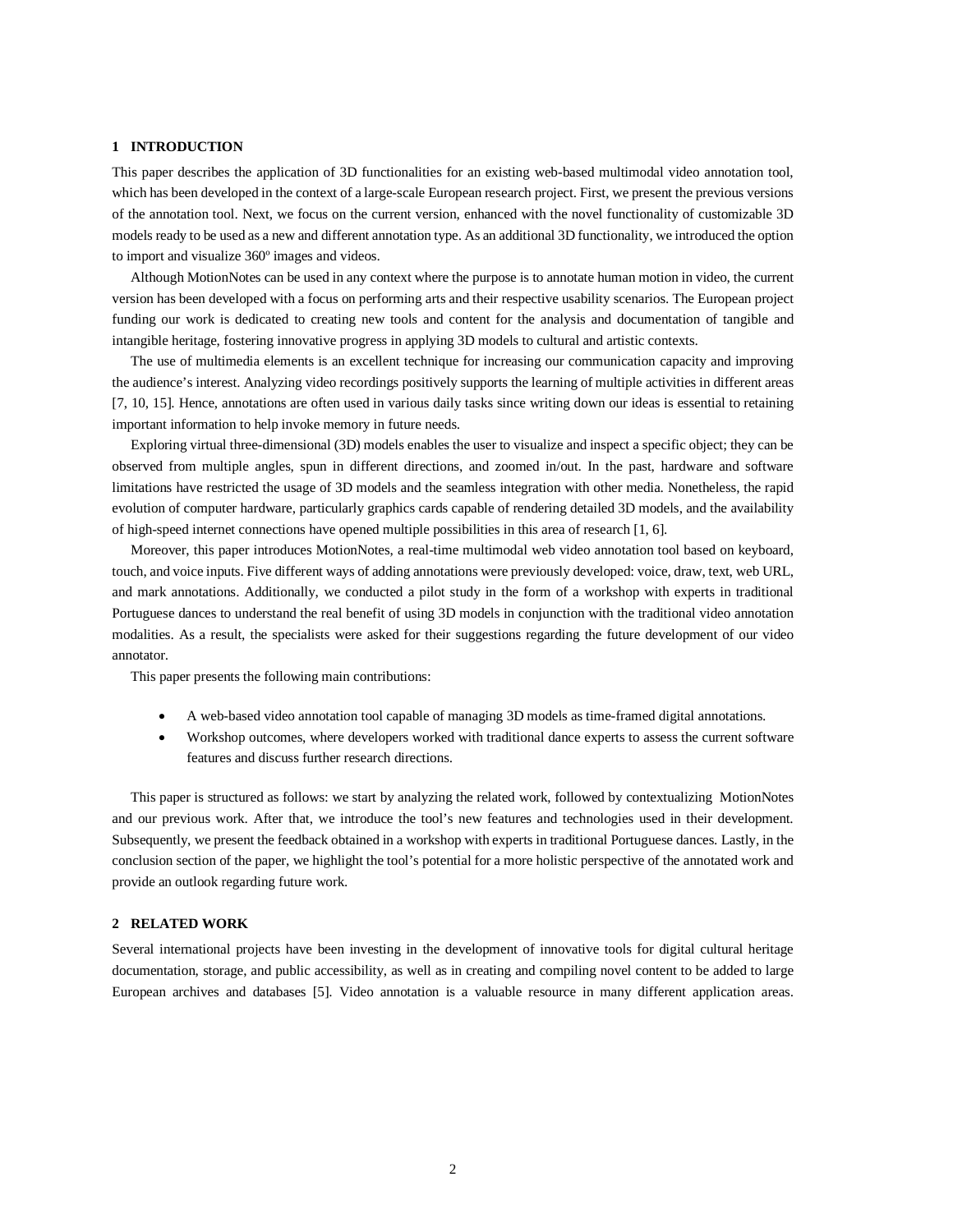## 1 INTRODUCTION

This paper describes the application of 3D functionalities for an existing web-based multimodal video annotation tool, which has been developed in the context of a large-scale European research project. First, we present the previous versions of the annotation tool. Next, we focus on the current version, enhanced with the novel functionality of customizable 3D models ready to be used as a new and different annotation type. As an additional 3D functionality, we introduced the option to import and visualize 360º images and videos.

Although MotionNotes can be used in any context where the purpose is to annotate human motion in video, the current version has been developed with a focus on performing arts and their respective usability scenarios. The European project funding our work is dedicated to creating new tools and content for the analysis and documentation of tangible and intangible heritage, fostering innovative progress in applying 3D models to cultural and artistic contexts.

The use of multimedia elements is an excellent technique for increasing our communication capacity and improving the audience's interest. Analyzing video recordings positively supports the learning of multiple activities in different areas [7, 10, 15]. Hence, annotations are often used in various daily tasks since writing down our ideas is essential to retaining important information to help invoke memory in future needs.

Exploring virtual three-dimensional (3D) models enables the user to visualize and inspect a specific object; they can be observed from multiple angles, spun in different directions, and zoomed in/out. In the past, hardware and software limitations have restricted the usage of 3D models and the seamless integration with other media. Nonetheless, the rapid evolution of computer hardware, particularly graphics cards capable of rendering detailed 3D models, and the availability of high-speed internet connections have opened multiple possibilities in this area of research [1, 6].

Moreover, this paper introduces MotionNotes, a real-time multimodal web video annotation tool based on keyboard, touch, and voice inputs. Five different ways of adding annotations were previously developed: voice, draw, text, web URL, and mark annotations. Additionally, we conducted a pilot study in the form of a workshop with experts in traditional Portuguese dances to understand the real benefit of using 3D models in conjunction with the traditional video annotation modalities. As a result, the specialists were asked for their suggestions regarding the future development of our video annotator.

This paper presents the following main contributions:

- A web-based video annotation tool capable of managing 3D models as time-framed digital annotations.
- Workshop outcomes, where developers worked with traditional dance experts to assess the current software features and discuss further research directions.

This paper is structured as follows: we start by analyzing the related work, followed by contextualizing MotionNotes and our previous work. After that, we introduce the tool's new features and technologies used in their development. Subsequently, we present the feedback obtained in a workshop with experts in traditional Portuguese dances. Lastly, in the conclusion section of the paper, we highlight the tool's potential for a more holistic perspective of the annotated work and provide an outlook regarding future work.

## 2 RELATED WORK

Several international projects have been investing in the development of innovative tools for digital cultural heritage documentation, storage, and public accessibility, as well as in creating and compiling novel content to be added to large European archives and databases [5]. Video annotation is a valuable resource in many different application areas.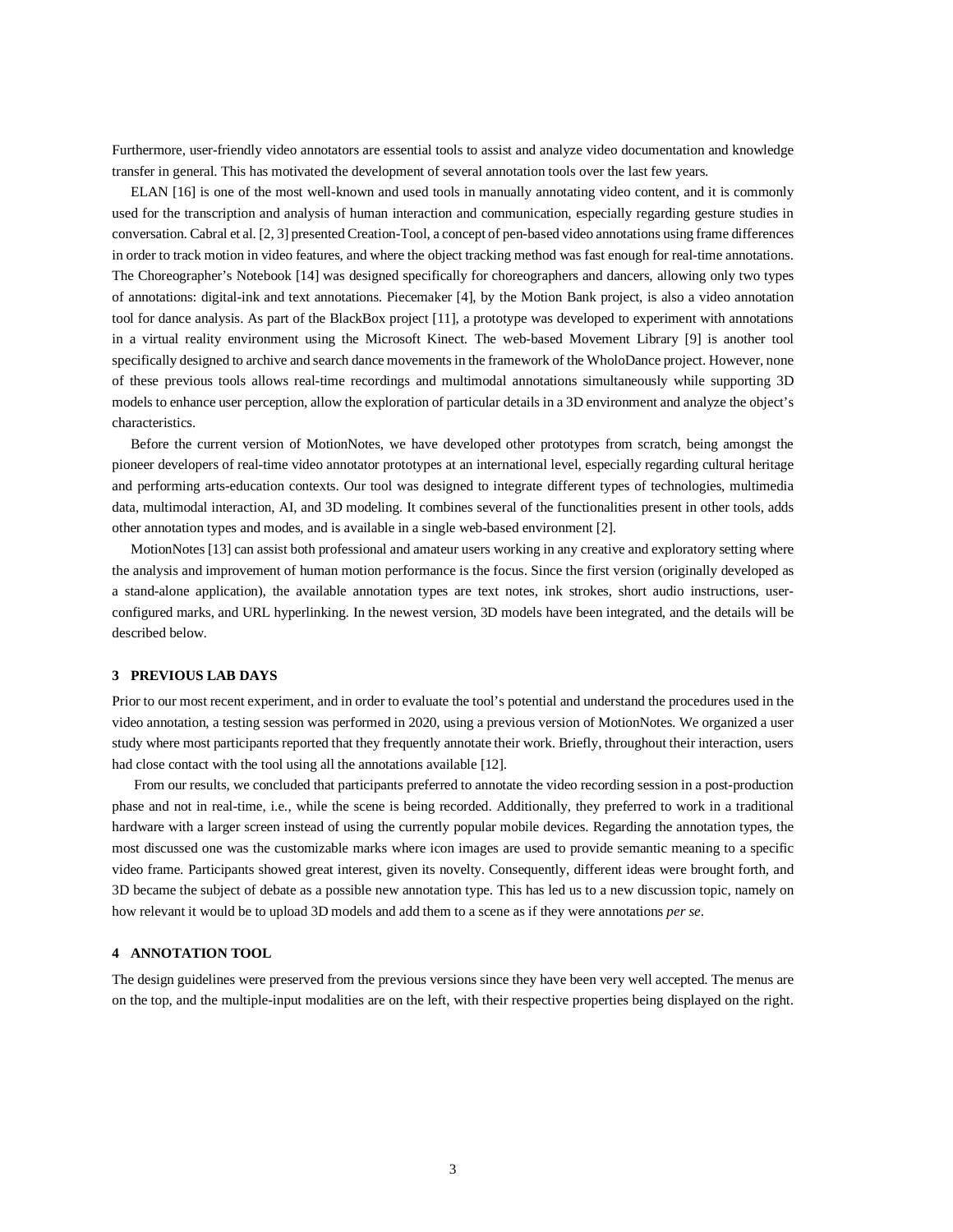Furthermore, user-friendly video annotators are essential tools to assist and analyze video documentation and knowledge transfer in general. This has motivated the development of several annotation tools over the last few years.

ELAN [16] is one of the most well-known and used tools in manually annotating video content, and it is commonly used for the transcription and analysis of human interaction and communication, especially regarding gesture studies in conversation. Cabral et al. [2, 3] presented Creation-Tool, a concept of pen-based video annotations using frame differences in order to track motion in video features, and where the object tracking method was fast enough for real-time annotations. The Choreographer's Notebook [14] was designed specifically for choreographers and dancers, allowing only two types of annotations: digital-ink and text annotations. Piecemaker [4], by the Motion Bank project, is also a video annotation tool for dance analysis. As part of the BlackBox project [11], a prototype was developed to experiment with annotations in a virtual reality environment using the Microsoft Kinect. The web-based Movement Library [9] is another tool specifically designed to archive and search dance movements in the framework of the WholoDance project. However, none of these previous tools allows real-time recordings and multimodal annotations simultaneously while supporting 3D models to enhance user perception, allow the exploration of particular details in a 3D environment and analyze the object's characteristics.

Before the current version of MotionNotes, we have developed other prototypes from scratch, being amongst the pioneer developers of real-time video annotator prototypes at an international level, especially regarding cultural heritage and performing arts-education contexts. Our tool was designed to integrate different types of technologies, multimedia data, multimodal interaction, AI, and 3D modeling. It combines several of the functionalities present in other tools, adds other annotation types and modes, and is available in a single web-based environment [2].

MotionNotes [13] can assist both professional and amateur users working in any creative and exploratory setting where the analysis and improvement of human motion performance is the focus. Since the first version (originally developed as a stand-alone application), the available annotation types are text notes, ink strokes, short audio instructions, user-configured marks, and URL hyperlinking. In the newest version, 3D models have been integrated, and the details will be described below.

## 3 PREVIOUS LAB DAYS

Prior to our most recent experiment, and in order to evaluate the tool's potential and understand the procedures used in the video annotation, a testing session was performed in 2020, using a previous version of MotionNotes. We organized a user study where most participants reported that they frequently annotate their work. Briefly, throughout their interaction, users had close contact with the tool using all the annotations available [12].

From our results, we concluded that participants preferred to annotate the video recording session in a post-production phase and not in real-time, i.e., while the scene is being recorded. Additionally, they preferred to work in a traditional hardware with a larger screen instead of using the currently popular mobile devices. Regarding the annotation types, the most discussed one was the customizable marks where icon images are used to provide semantic meaning to a specific video frame. Participants showed great interest, given its novelty. Consequently, different ideas were brought forth, and 3D became the subject of debate as a possible new annotation type. This has led us to a new discussion topic, namely on how relevant it would be to upload 3D models and add them to a scene as if they were annotations *per se*.

## 4 ANNOTATION TOOL

The design guidelines were preserved from the previous versions since they have been very well accepted. The menus are on the top, and the multiple-input modalities are on the left, with their respective properties being displayed on the right.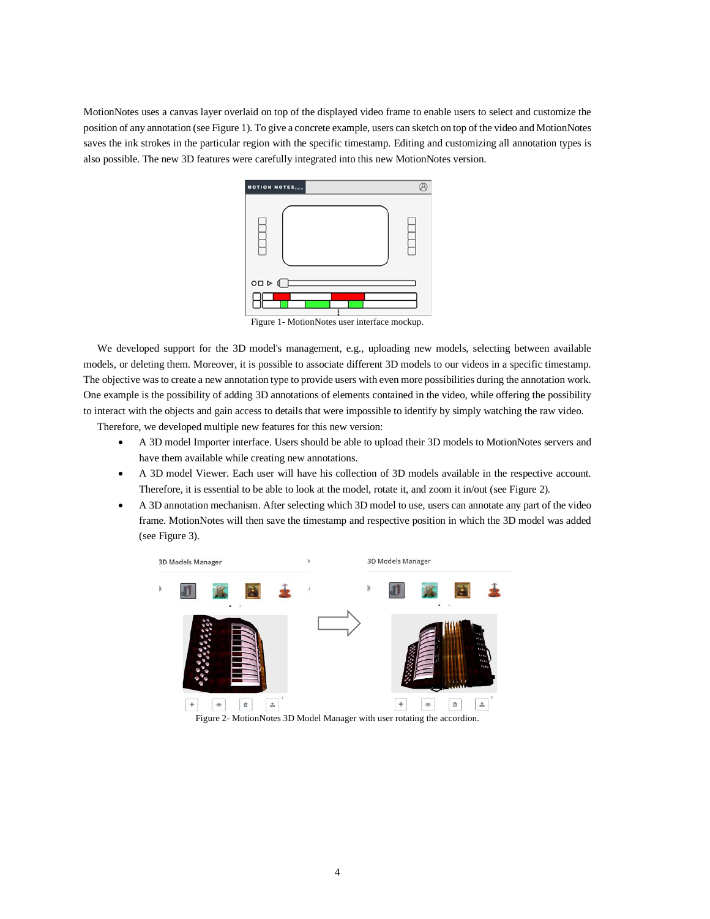MotionNotes uses a canvas layer overlaid on top of the displayed video frame to enable users to select and customize the position of any annotation (see Figure 1). To give a concrete example, users can sketch on top of the video and MotionNotes saves the ink strokes in the particular region with the specific timestamp. Editing and customizing all annotation types is also possible. The new 3D features were carefully integrated into this new MotionNotes version.

Figure 1- MotionNotes user interface mockup.

We developed support for the 3D model's management, e.g., uploading new models, selecting between available models, or deleting them. Moreover, it is possible to associate different 3D models to our videos in a specific timestamp. The objective was to create a new annotation type to provide users with even more possibilities during the annotation work. One example is the possibility of adding 3D annotations of elements contained in the video, while offering the possibility to interact with the objects and gain access to details that were impossible to identify by simply watching the raw video.

Therefore, we developed multiple new features for this new version:

- A 3D model Importer interface. Users should be able to upload their 3D models to MotionNotes servers and have them available while creating new annotations.
- A 3D model Viewer. Each user will have his collection of 3D models available in the respective account. Therefore, it is essential to be able to look at the model, rotate it, and zoom it in/out (see Figure 2).
- A 3D annotation mechanism. After selecting which 3D model to use, users can annotate any part of the video frame. MotionNotes will then save the timestamp and respective position in which the 3D model was added (see Figure 3).

Figure 2- MotionNotes 3D Model Manager with user rotating the accordion.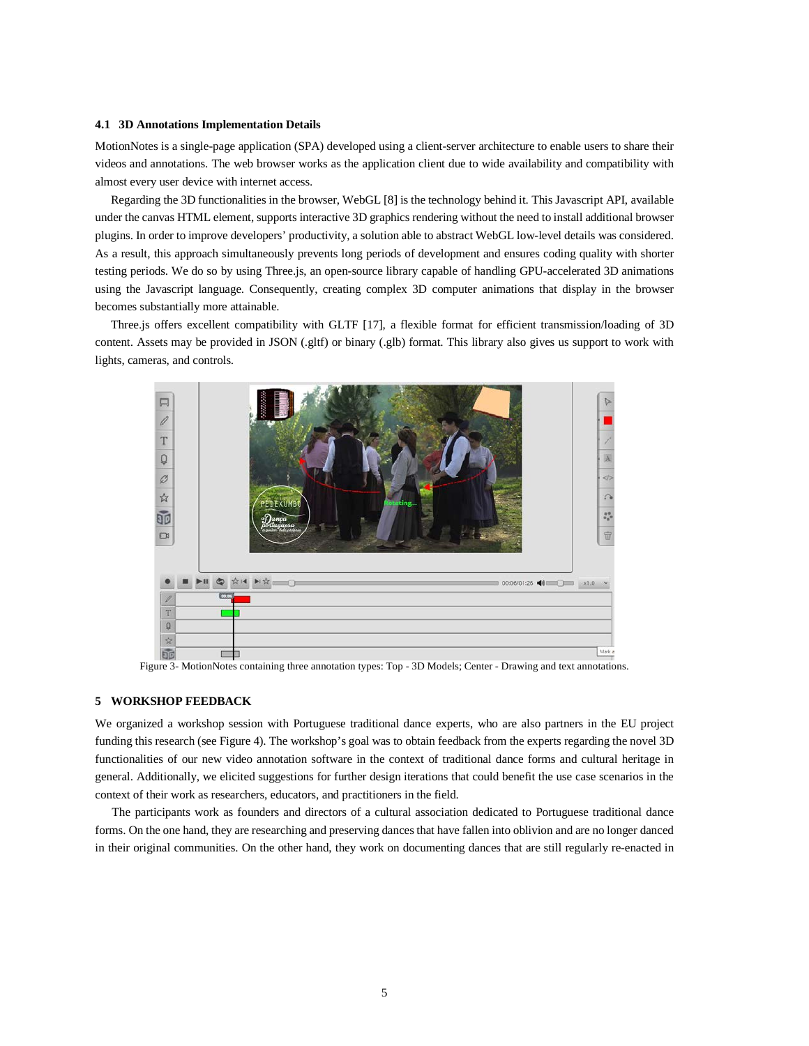### 4.1 3D Annotations Implementation Details

MotionNotes is a single-page application (SPA) developed using a client-server architecture to enable users to share their videos and annotations. The web browser works as the application client due to wide availability and compatibility with almost every user device with internet access.

Regarding the 3D functionalities in the browser, WebGL [8] is the technology behind it. This Javascript API, available under the canvas HTML element, supports interactive 3D graphics rendering without the need to install additional browser plugins. In order to improve developers' productivity, a solution able to abstract WebGL low-level details was considered. As a result, this approach simultaneously prevents long periods of development and ensures coding quality with shorter testing periods. We do so by using Three.js, an open-source library capable of handling GPU-accelerated 3D animations using the Javascript language. Consequently, creating complex 3D computer animations that display in the browser becomes substantially more attainable.

Three.js offers excellent compatibility with GLTF [17], a flexible format for efficient transmission/loading of 3D content. Assets may be provided in JSON (.gltf) or binary (.glb) format. This library also gives us support to work with lights, cameras, and controls.

Figure 3- MotionNotes containing three annotation types: Top - 3D Models; Center - Drawing and text annotations.

## 5 WORKSHOP FEEDBACK

We organized a workshop session with Portuguese traditional dance experts, who are also partners in the EU project funding this research (see Figure 4). The workshop's goal was to obtain feedback from the experts regarding the novel 3D functionalities of our new video annotation software in the context of traditional dance forms and cultural heritage in general. Additionally, we elicited suggestions for further design iterations that could benefit the use case scenarios in the context of their work as researchers, educators, and practitioners in the field.

The participants work as founders and directors of a cultural association dedicated to Portuguese traditional dance forms. On the one hand, they are researching and preserving dances that have fallen into oblivion and are no longer danced in their original communities. On the other hand, they work on documenting dances that are still regularly re-enacted in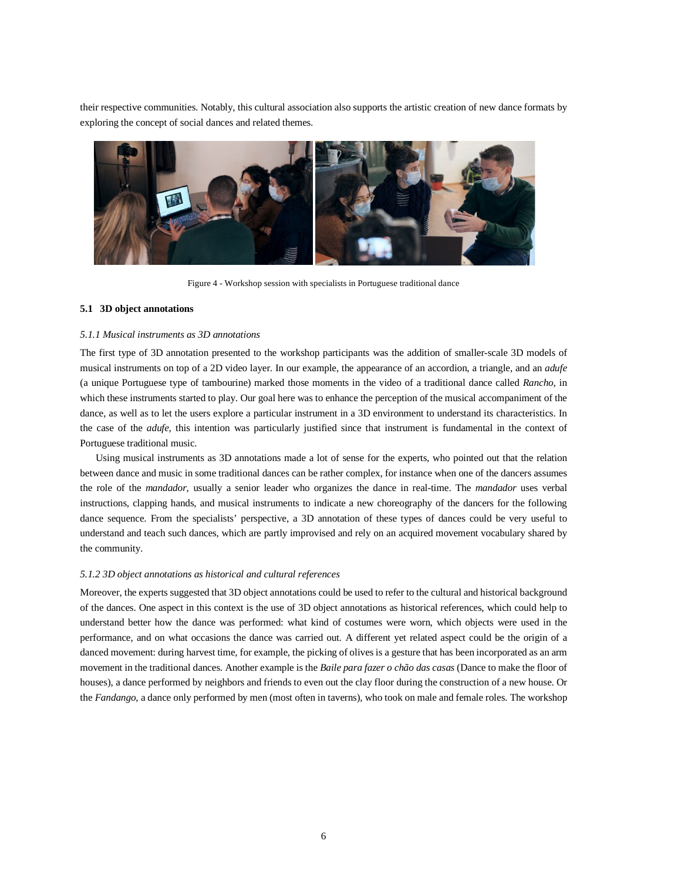their respective communities. Notably, this cultural association also supports the artistic creation of new dance formats by exploring the concept of social dances and related themes.

Figure 4 - Workshop session with specialists in Portuguese traditional dance

### 5.1 3D object annotations

#### *5.1.1 Musical instruments as 3D annotations*

The first type of 3D annotation presented to the workshop participants was the addition of smaller-scale 3D models of musical instruments on top of a 2D video layer. In our example, the appearance of an accordion, a triangle, and an *adufe* (a unique Portuguese type of tambourine) marked those moments in the video of a traditional dance called *Rancho*, in which these instruments started to play. Our goal here was to enhance the perception of the musical accompaniment of the dance, as well as to let the users explore a particular instrument in a 3D environment to understand its characteristics. In the case of the *adufe,* this intention was particularly justified since that instrument is fundamental in the context of Portuguese traditional music.

Using musical instruments as 3D annotations made a lot of sense for the experts, who pointed out that the relation between dance and music in some traditional dances can be rather complex, for instance when one of the dancers assumes the role of the *mandador*, usually a senior leader who organizes the dance in real-time. The *mandador* uses verbal instructions, clapping hands, and musical instruments to indicate a new choreography of the dancers for the following dance sequence. From the specialists' perspective, a 3D annotation of these types of dances could be very useful to understand and teach such dances, which are partly improvised and rely on an acquired movement vocabulary shared by the community.

#### *5.1.2 3D object annotations as historical and cultural references*

Moreover, the experts suggested that 3D object annotations could be used to refer to the cultural and historical background of the dances. One aspect in this context is the use of 3D object annotations as historical references, which could help to understand better how the dance was performed: what kind of costumes were worn, which objects were used in the performance, and on what occasions the dance was carried out. A different yet related aspect could be the origin of a danced movement: during harvest time, for example, the picking of olives is a gesture that has been incorporated as an arm movement in the traditional dances. Another example is the *Baile para fazer o chão das casas* (Dance to make the floor of houses), a dance performed by neighbors and friends to even out the clay floor during the construction of a new house. Or the *Fandango*, a dance only performed by men (most often in taverns), who took on male and female roles. The workshop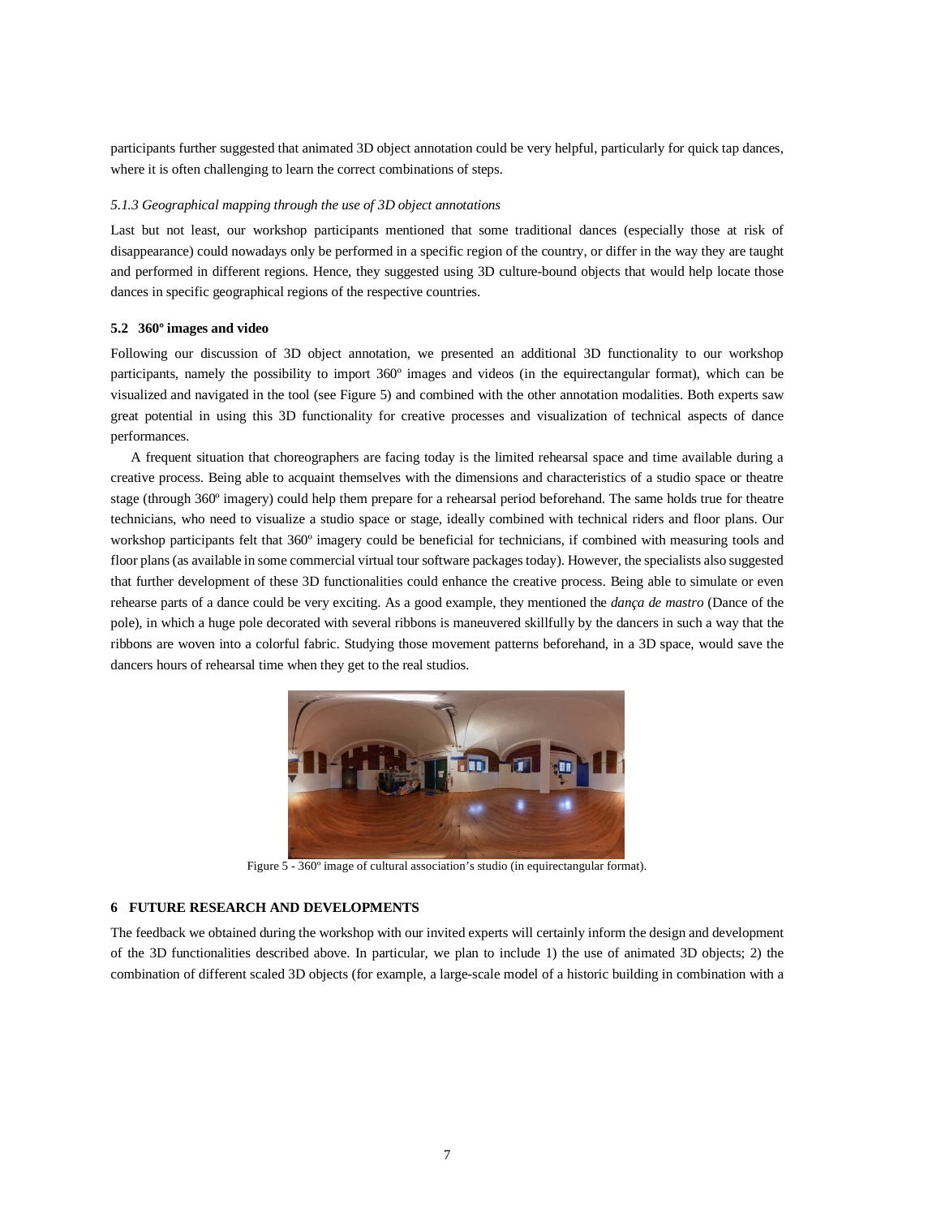participants further suggested that animated 3D object annotation could be very helpful, particularly for quick tap dances, where it is often challenging to learn the correct combinations of steps.

#### *5.1.3 Geographical mapping through the use of 3D object annotations*

Last but not least, our workshop participants mentioned that some traditional dances (especially those at risk of disappearance) could nowadays only be performed in a specific region of the country, or differ in the way they are taught and performed in different regions. Hence, they suggested using 3D culture-bound objects that would help locate those dances in specific geographical regions of the respective countries.

### 5.2 360º images and video

Following our discussion of 3D object annotation, we presented an additional 3D functionality to our workshop participants, namely the possibility to import 360º images and videos (in the equirectangular format), which can be visualized and navigated in the tool (see Figure 5) and combined with the other annotation modalities. Both experts saw great potential in using this 3D functionality for creative processes and visualization of technical aspects of dance performances.

A frequent situation that choreographers are facing today is the limited rehearsal space and time available during a creative process. Being able to acquaint themselves with the dimensions and characteristics of a studio space or theatre stage (through 360º imagery) could help them prepare for a rehearsal period beforehand. The same holds true for theatre technicians, who need to visualize a studio space or stage, ideally combined with technical riders and floor plans. Our workshop participants felt that 360º imagery could be beneficial for technicians, if combined with measuring tools and floor plans (as available in some commercial virtual tour software packages today). However, the specialists also suggested that further development of these 3D functionalities could enhance the creative process. Being able to simulate or even rehearse parts of a dance could be very exciting. As a good example, they mentioned the *dança de mastro* (Dance of the pole), in which a huge pole decorated with several ribbons is maneuvered skillfully by the dancers in such a way that the ribbons are woven into a colorful fabric. Studying those movement patterns beforehand, in a 3D space, would save the dancers hours of rehearsal time when they get to the real studios.

Figure 5 - 360º image of cultural association's studio (in equirectangular format).

## 6 FUTURE RESEARCH AND DEVELOPMENTS

The feedback we obtained during the workshop with our invited experts will certainly inform the design and development of the 3D functionalities described above. In particular, we plan to include 1) the use of animated 3D objects; 2) the combination of different scaled 3D objects (for example, a large-scale model of a historic building in combination with a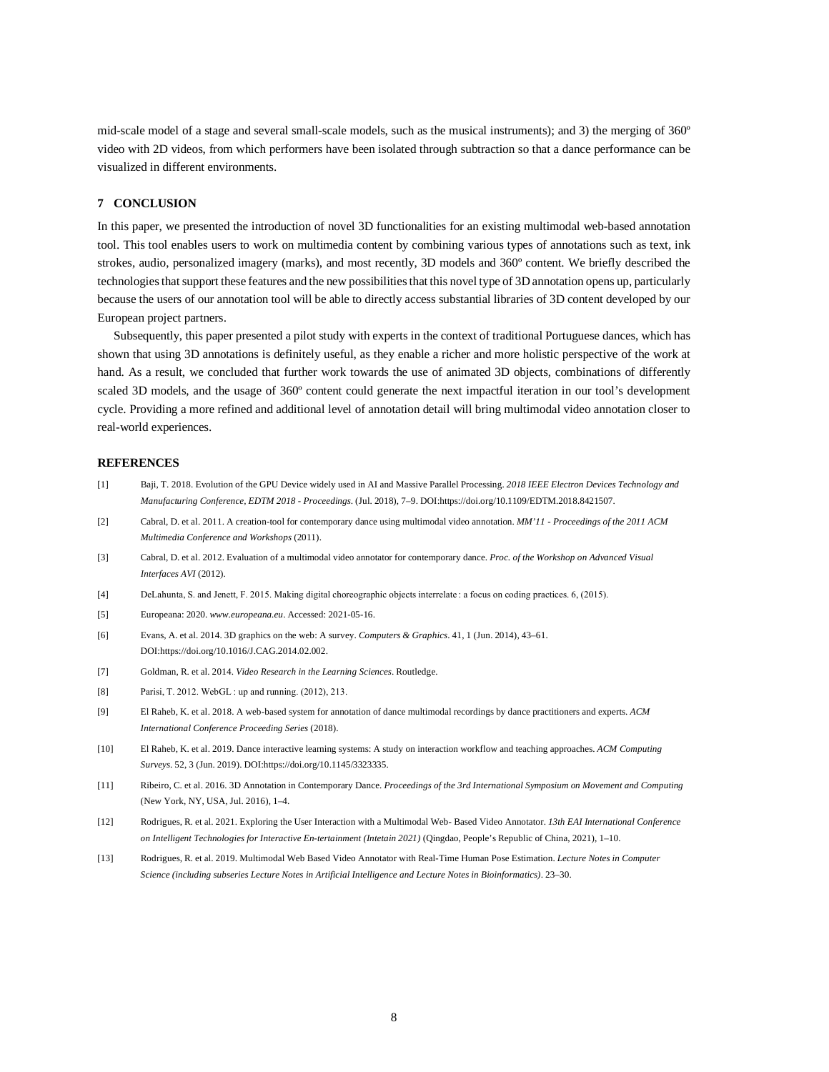mid-scale model of a stage and several small-scale models, such as the musical instruments); and 3) the merging of 360º video with 2D videos, from which performers have been isolated through subtraction so that a dance performance can be visualized in different environments.

## 7 CONCLUSION

In this paper, we presented the introduction of novel 3D functionalities for an existing multimodal web-based annotation tool. This tool enables users to work on multimedia content by combining various types of annotations such as text, ink strokes, audio, personalized imagery (marks), and most recently, 3D models and 360º content. We briefly described the technologies that support these features and the new possibilities that this novel type of 3D annotation opens up, particularly because the users of our annotation tool will be able to directly access substantial libraries of 3D content developed by our European project partners.

Subsequently, this paper presented a pilot study with experts in the context of traditional Portuguese dances, which has shown that using 3D annotations is definitely useful, as they enable a richer and more holistic perspective of the work at hand. As a result, we concluded that further work towards the use of animated 3D objects, combinations of differently scaled 3D models, and the usage of 360º content could generate the next impactful iteration in our tool's development cycle. Providing a more refined and additional level of annotation detail will bring multimodal video annotation closer to real-world experiences.

## REFERENCES

[1] Baji, T. 2018. Evolution of the GPU Device widely used in AI and Massive Parallel Processing. *2018 IEEE Electron Devices Technology and Manufacturing Conference, EDTM 2018 - Proceedings*. (Jul. 2018), 7–9. DOI:https://doi.org/10.1109/EDTM.2018.8421507.

[2] Cabral, D. et al. 2011. A creation-tool for contemporary dance using multimodal video annotation. *MM'11 - Proceedings of the 2011 ACM Multimedia Conference and Workshops* (2011).

[3] Cabral, D. et al. 2012. Evaluation of a multimodal video annotator for contemporary dance. *Proc. of the Workshop on Advanced Visual Interfaces AVI* (2012).

[4] DeLahunta, S. and Jenett, F. 2015. Making digital choreographic objects interrelate : a focus on coding practices. 6, (2015).

[5] Europeana: 2020. *www.europeana.eu*. Accessed: 2021-05-16.

[6] Evans, A. et al. 2014. 3D graphics on the web: A survey. *Computers & Graphics*. 41, 1 (Jun. 2014), 43–61. DOI:https://doi.org/10.1016/J.CAG.2014.02.002.

[7] Goldman, R. et al. 2014. *Video Research in the Learning Sciences*. Routledge.

[8] Parisi, T. 2012. WebGL : up and running. (2012), 213.

[9] El Raheb, K. et al. 2018. A web-based system for annotation of dance multimodal recordings by dance practitioners and experts. *ACM International Conference Proceeding Series* (2018).

[10] El Raheb, K. et al. 2019. Dance interactive learning systems: A study on interaction workflow and teaching approaches. *ACM Computing Surveys*. 52, 3 (Jun. 2019). DOI:https://doi.org/10.1145/3323335.

[11] Ribeiro, C. et al. 2016. 3D Annotation in Contemporary Dance. *Proceedings of the 3rd International Symposium on Movement and Computing* (New York, NY, USA, Jul. 2016), 1–4.

[12] Rodrigues, R. et al. 2021. Exploring the User Interaction with a Multimodal Web- Based Video Annotator. *13th EAI International Conference on Intelligent Technologies for Interactive En-tertainment (Intetain 2021)* (Qingdao, People's Republic of China, 2021), 1–10.

[13] Rodrigues, R. et al. 2019. Multimodal Web Based Video Annotator with Real-Time Human Pose Estimation. *Lecture Notes in Computer Science (including subseries Lecture Notes in Artificial Intelligence and Lecture Notes in Bioinformatics)*. 23–30.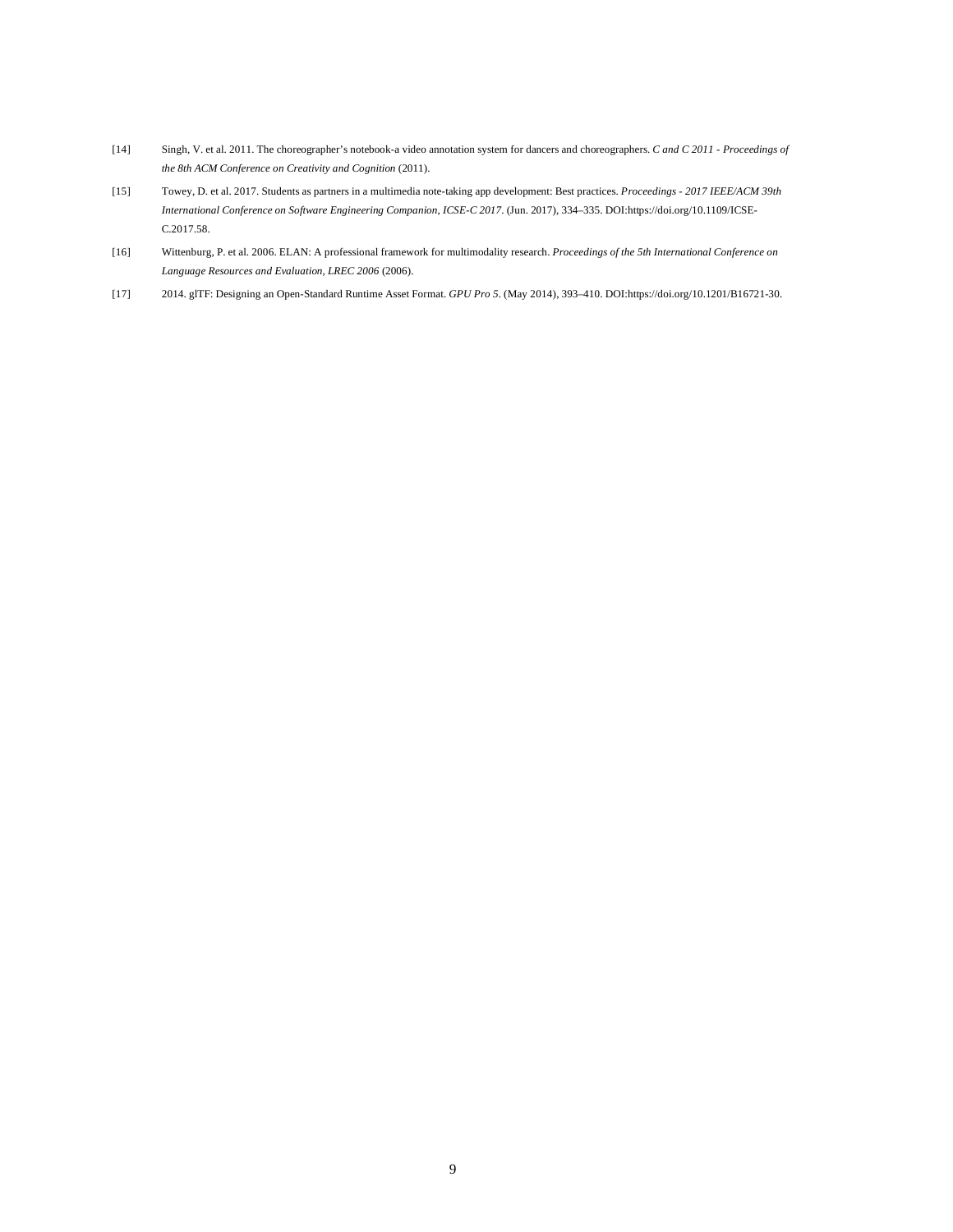[14] Singh, V. et al. 2011. The choreographer's notebook-a video annotation system for dancers and choreographers. *C and C 2011 - Proceedings of the 8th ACM Conference on Creativity and Cognition* (2011).

[15] Towey, D. et al. 2017. Students as partners in a multimedia note-taking app development: Best practices. *Proceedings - 2017 IEEE/ACM 39th International Conference on Software Engineering Companion, ICSE-C 2017*. (Jun. 2017), 334–335. DOI:https://doi.org/10.1109/ICSE-C.2017.58.

[16] Wittenburg, P. et al. 2006. ELAN: A professional framework for multimodality research. *Proceedings of the 5th International Conference on Language Resources and Evaluation, LREC 2006* (2006).

[17] 2014. glTF: Designing an Open-Standard Runtime Asset Format. *GPU Pro 5*. (May 2014), 393–410. DOI:https://doi.org/10.1201/B16721-30.